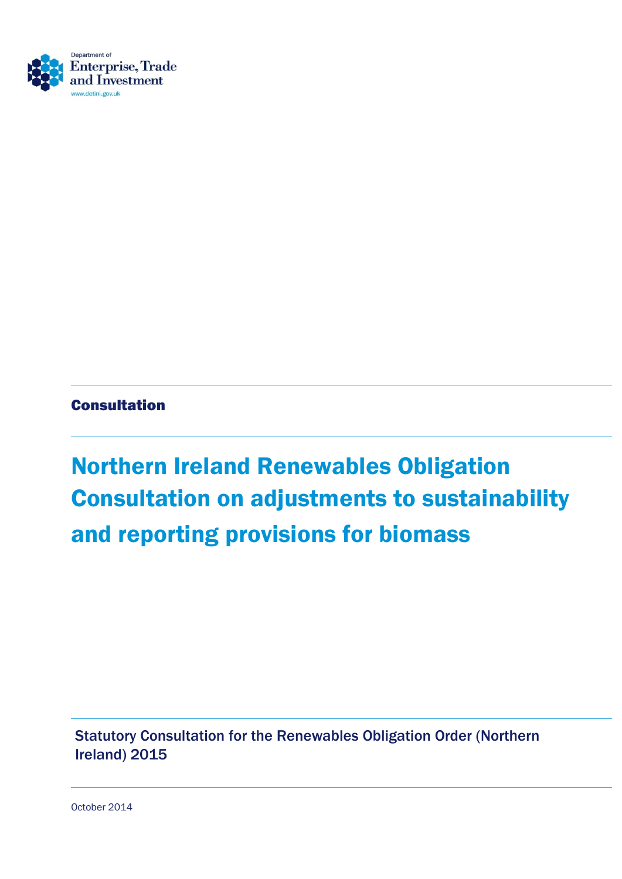Department of
Enterprise, Trade
and Investment
www.detini.gov.uk

**Consultation**

# Northern Ireland Renewables Obligation Consultation on adjustments to sustainability and reporting provisions for biomass

Statutory Consultation for the Renewables Obligation Order (Northern Ireland) 2015

October 2014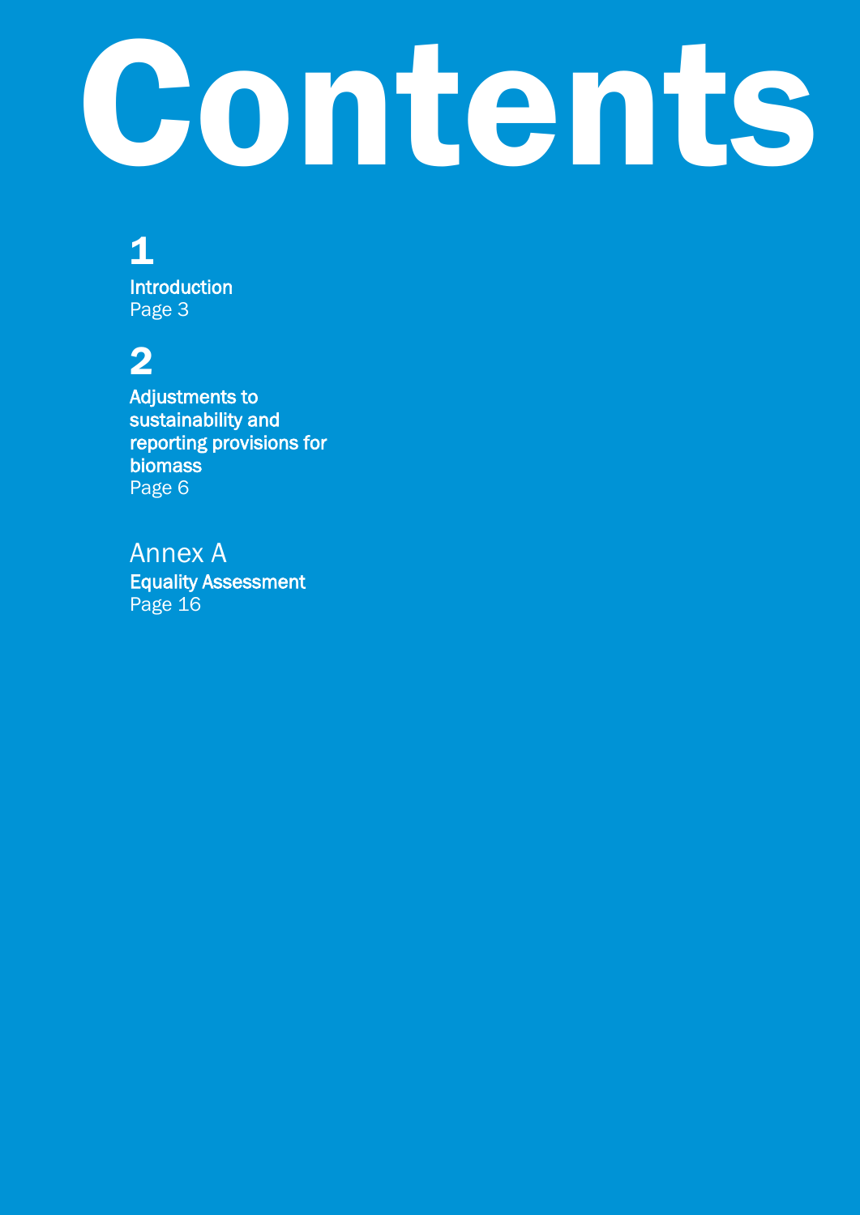# Contents

**1**
**Introduction**
Page 3

**2**
**Adjustments to sustainability and reporting provisions for biomass**
Page 6

Annex A
**Equality Assessment**
Page 16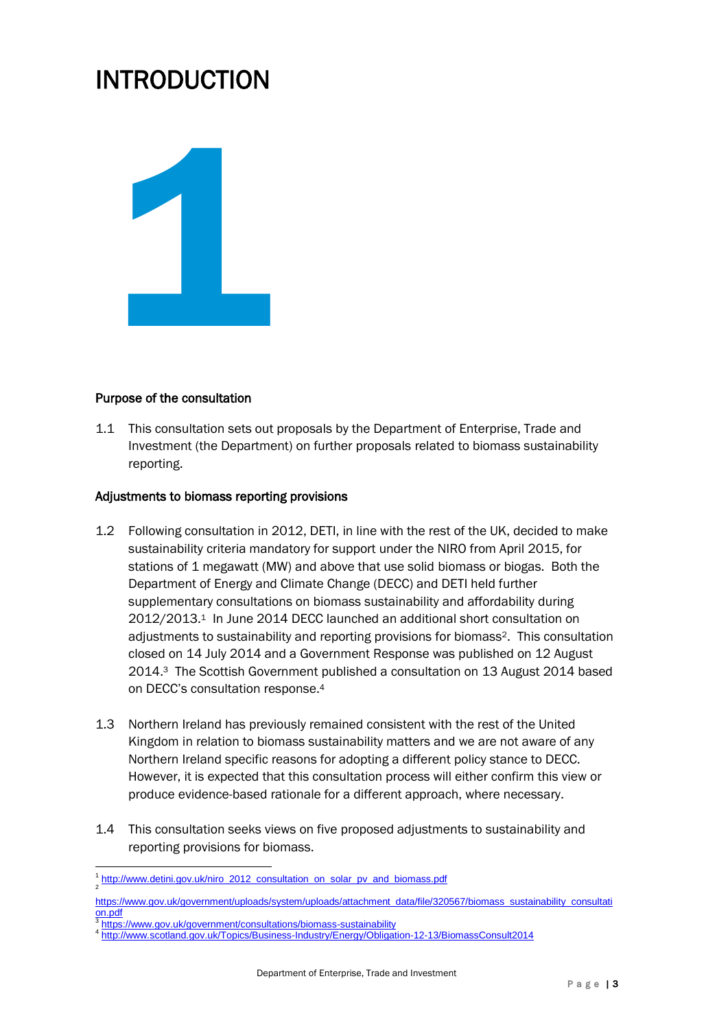# INTRODUCTION

# 1

### Purpose of the consultation

1.1 This consultation sets out proposals by the Department of Enterprise, Trade and Investment (the Department) on further proposals related to biomass sustainability reporting.

### Adjustments to biomass reporting provisions

1.2 Following consultation in 2012, DETI, in line with the rest of the UK, decided to make sustainability criteria mandatory for support under the NIRO from April 2015, for stations of 1 megawatt (MW) and above that use solid biomass or biogas. Both the Department of Energy and Climate Change (DECC) and DETI held further supplementary consultations on biomass sustainability and affordability during 2012/2013.[1] In June 2014 DECC launched an additional short consultation on adjustments to sustainability and reporting provisions for biomass[2]. This consultation closed on 14 July 2014 and a Government Response was published on 12 August 2014.[3] The Scottish Government published a consultation on 13 August 2014 based on DECC's consultation response.[4]

1.3 Northern Ireland has previously remained consistent with the rest of the United Kingdom in relation to biomass sustainability matters and we are not aware of any Northern Ireland specific reasons for adopting a different policy stance to DECC. However, it is expected that this consultation process will either confirm this view or produce evidence-based rationale for a different approach, where necessary.

1.4 This consultation seeks views on five proposed adjustments to sustainability and reporting provisions for biomass.

---

[1] http://www.detini.gov.uk/niro_2012_consultation_on_solar_pv_and_biomass.pdf

[2] https://www.gov.uk/government/uploads/system/uploads/attachment_data/file/320567/biomass_sustainability_consultation.pdf

[3] https://www.gov.uk/government/consultations/biomass-sustainability

[4] http://www.scotland.gov.uk/Topics/Business-Industry/Energy/Obligation-12-13/BiomassConsult2014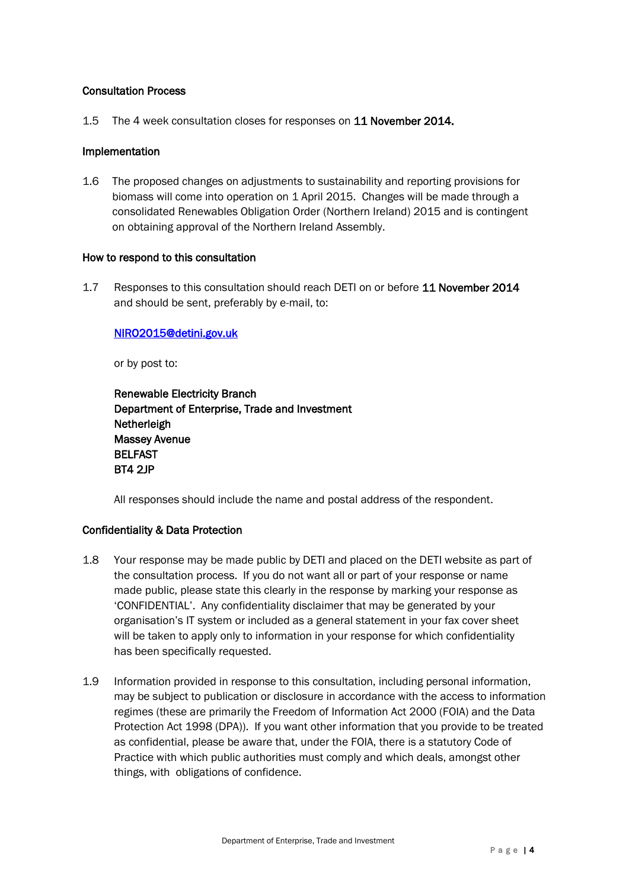**Consultation Process**

1.5 The 4 week consultation closes for responses on **11 November 2014.**

**Implementation**

1.6 The proposed changes on adjustments to sustainability and reporting provisions for biomass will come into operation on 1 April 2015. Changes will be made through a consolidated Renewables Obligation Order (Northern Ireland) 2015 and is contingent on obtaining approval of the Northern Ireland Assembly.

**How to respond to this consultation**

1.7 Responses to this consultation should reach DETI on or before **11 November 2014** and should be sent, preferably by e-mail, to:

NIRO2015@detini.gov.uk

or by post to:

**Renewable Electricity Branch**
**Department of Enterprise, Trade and Investment**
**Netherleigh**
**Massey Avenue**
**BELFAST**
**BT4 2JP**

All responses should include the name and postal address of the respondent.

**Confidentiality & Data Protection**

1.8 Your response may be made public by DETI and placed on the DETI website as part of the consultation process. If you do not want all or part of your response or name made public, please state this clearly in the response by marking your response as 'CONFIDENTIAL'. Any confidentiality disclaimer that may be generated by your organisation's IT system or included as a general statement in your fax cover sheet will be taken to apply only to information in your response for which confidentiality has been specifically requested.

1.9 Information provided in response to this consultation, including personal information, may be subject to publication or disclosure in accordance with the access to information regimes (these are primarily the Freedom of Information Act 2000 (FOIA) and the Data Protection Act 1998 (DPA)). If you want other information that you provide to be treated as confidential, please be aware that, under the FOIA, there is a statutory Code of Practice with which public authorities must comply and which deals, amongst other things, with obligations of confidence.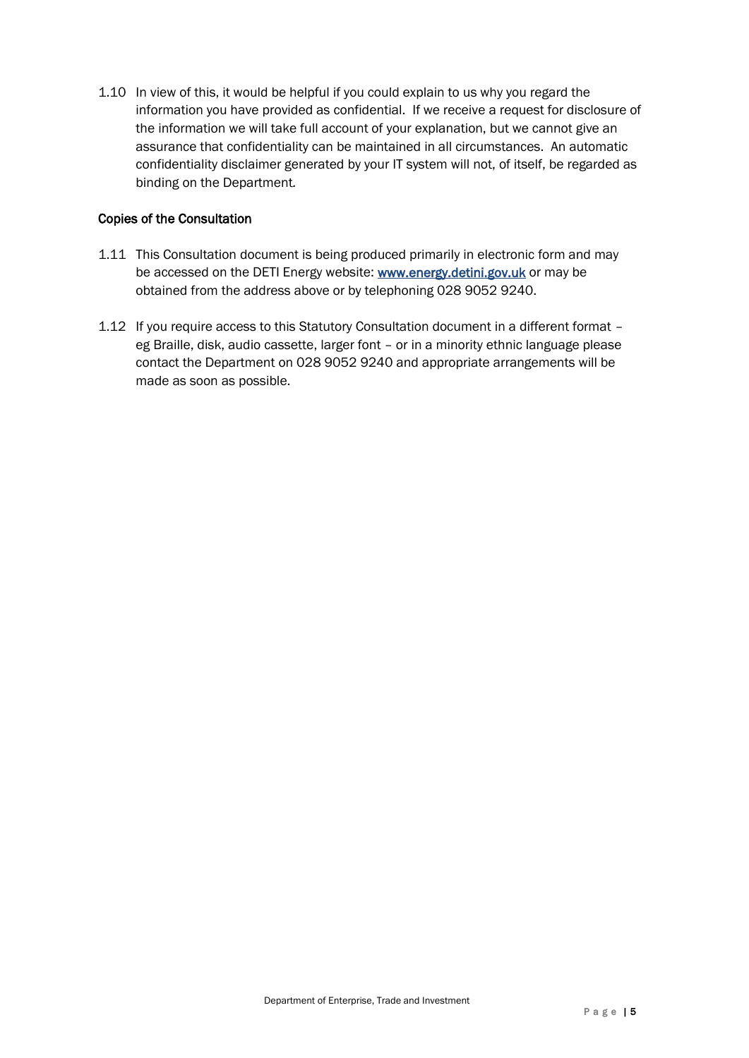1.10 In view of this, it would be helpful if you could explain to us why you regard the information you have provided as confidential. If we receive a request for disclosure of the information we will take full account of your explanation, but we cannot give an assurance that confidentiality can be maintained in all circumstances. An automatic confidentiality disclaimer generated by your IT system will not, of itself, be regarded as binding on the Department.

### Copies of the Consultation

1.11 This Consultation document is being produced primarily in electronic form and may be accessed on the DETI Energy website: [www.energy.detini.gov.uk](http://www.energy.detini.gov.uk) or may be obtained from the address above or by telephoning 028 9052 9240.

1.12 If you require access to this Statutory Consultation document in a different format – eg Braille, disk, audio cassette, larger font – or in a minority ethnic language please contact the Department on 028 9052 9240 and appropriate arrangements will be made as soon as possible.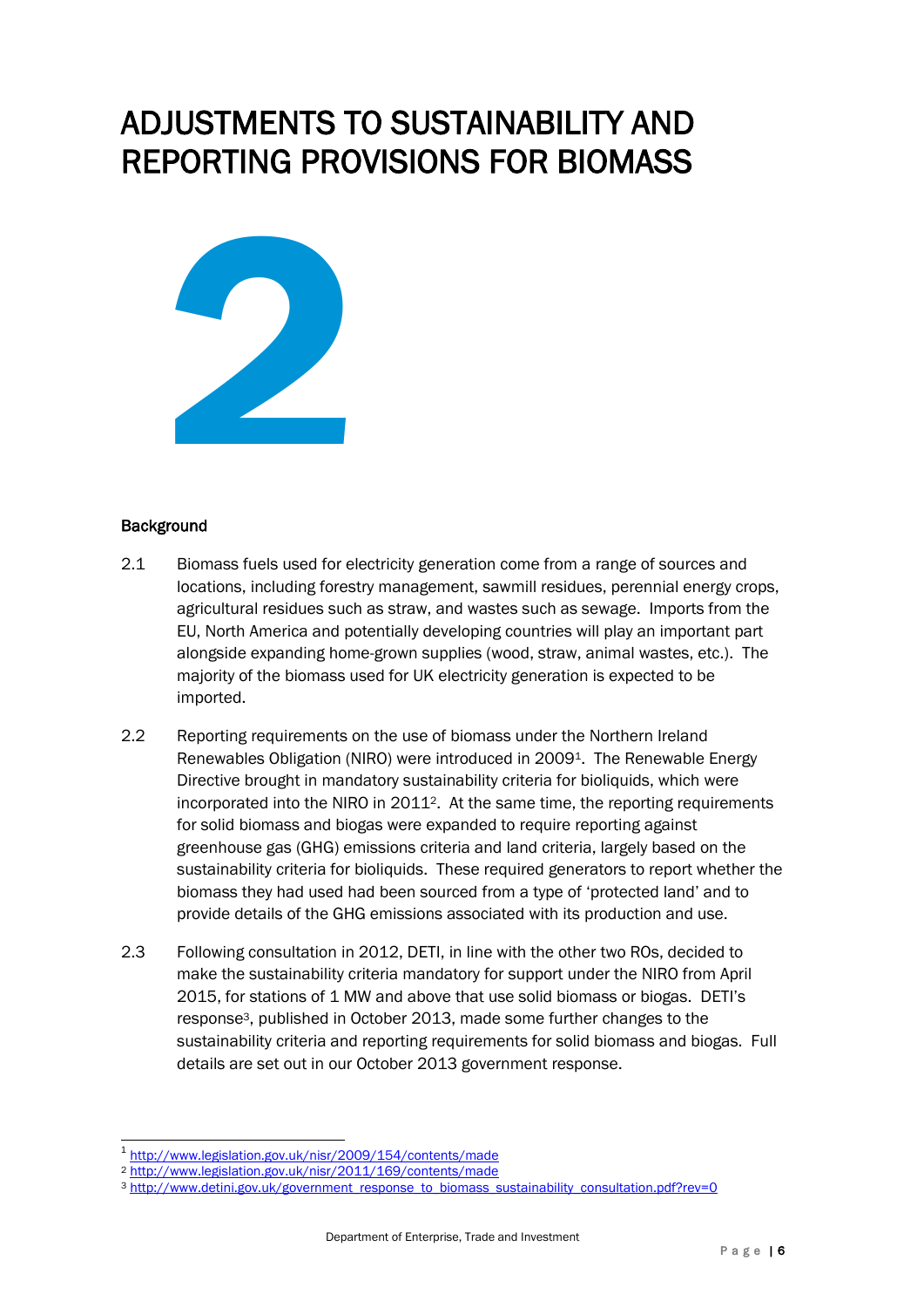# ADJUSTMENTS TO SUSTAINABILITY AND REPORTING PROVISIONS FOR BIOMASS

# 2

**Background**

2.1 Biomass fuels used for electricity generation come from a range of sources and locations, including forestry management, sawmill residues, perennial energy crops, agricultural residues such as straw, and wastes such as sewage. Imports from the EU, North America and potentially developing countries will play an important part alongside expanding home-grown supplies (wood, straw, animal wastes, etc.). The majority of the biomass used for UK electricity generation is expected to be imported.

2.2 Reporting requirements on the use of biomass under the Northern Ireland Renewables Obligation (NIRO) were introduced in 2009[1]. The Renewable Energy Directive brought in mandatory sustainability criteria for bioliquids, which were incorporated into the NIRO in 2011[2]. At the same time, the reporting requirements for solid biomass and biogas were expanded to require reporting against greenhouse gas (GHG) emissions criteria and land criteria, largely based on the sustainability criteria for bioliquids. These required generators to report whether the biomass they had used had been sourced from a type of 'protected land' and to provide details of the GHG emissions associated with its production and use.

2.3 Following consultation in 2012, DETI, in line with the other two ROs, decided to make the sustainability criteria mandatory for support under the NIRO from April 2015, for stations of 1 MW and above that use solid biomass or biogas. DETI's response[3], published in October 2013, made some further changes to the sustainability criteria and reporting requirements for solid biomass and biogas. Full details are set out in our October 2013 government response.

---

[1] http://www.legislation.gov.uk/nisr/2009/154/contents/made

[2] http://www.legislation.gov.uk/nisr/2011/169/contents/made

[3] http://www.detini.gov.uk/government_response_to_biomass_sustainability_consultation.pdf?rev=0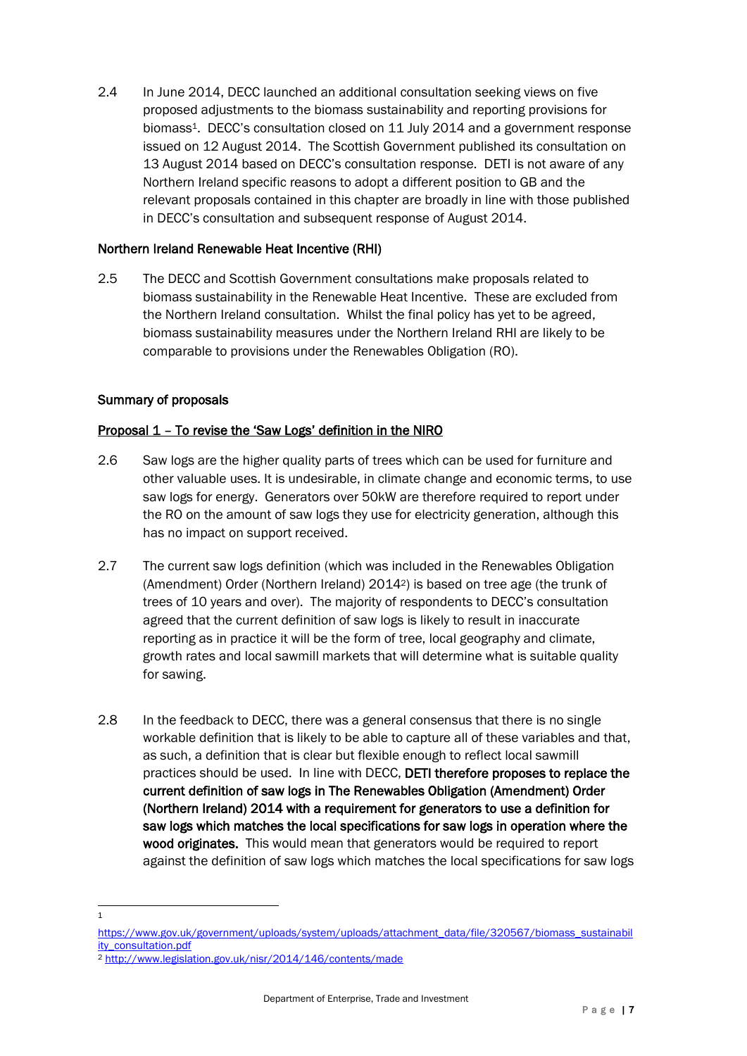2.4 In June 2014, DECC launched an additional consultation seeking views on five proposed adjustments to the biomass sustainability and reporting provisions for biomass[1]. DECC's consultation closed on 11 July 2014 and a government response issued on 12 August 2014. The Scottish Government published its consultation on 13 August 2014 based on DECC's consultation response. DETI is not aware of any Northern Ireland specific reasons to adopt a different position to GB and the relevant proposals contained in this chapter are broadly in line with those published in DECC's consultation and subsequent response of August 2014.

### Northern Ireland Renewable Heat Incentive (RHI)

2.5 The DECC and Scottish Government consultations make proposals related to biomass sustainability in the Renewable Heat Incentive. These are excluded from the Northern Ireland consultation. Whilst the final policy has yet to be agreed, biomass sustainability measures under the Northern Ireland RHI are likely to be comparable to provisions under the Renewables Obligation (RO).

### Summary of proposals

#### Proposal 1 – To revise the 'Saw Logs' definition in the NIRO

2.6 Saw logs are the higher quality parts of trees which can be used for furniture and other valuable uses. It is undesirable, in climate change and economic terms, to use saw logs for energy. Generators over 50kW are therefore required to report under the RO on the amount of saw logs they use for electricity generation, although this has no impact on support received.

2.7 The current saw logs definition (which was included in the Renewables Obligation (Amendment) Order (Northern Ireland) 2014[2]) is based on tree age (the trunk of trees of 10 years and over). The majority of respondents to DECC's consultation agreed that the current definition of saw logs is likely to result in inaccurate reporting as in practice it will be the form of tree, local geography and climate, growth rates and local sawmill markets that will determine what is suitable quality for sawing.

2.8 In the feedback to DECC, there was a general consensus that there is no single workable definition that is likely to be able to capture all of these variables and that, as such, a definition that is clear but flexible enough to reflect local sawmill practices should be used. In line with DECC, **DETI therefore proposes to replace the current definition of saw logs in The Renewables Obligation (Amendment) Order (Northern Ireland) 2014 with a requirement for generators to use a definition for saw logs which matches the local specifications for saw logs in operation where the wood originates.** This would mean that generators would be required to report against the definition of saw logs which matches the local specifications for saw logs

---

[1] https://www.gov.uk/government/uploads/system/uploads/attachment_data/file/320567/biomass_sustainability_consultation.pdf

[2] http://www.legislation.gov.uk/nisr/2014/146/contents/made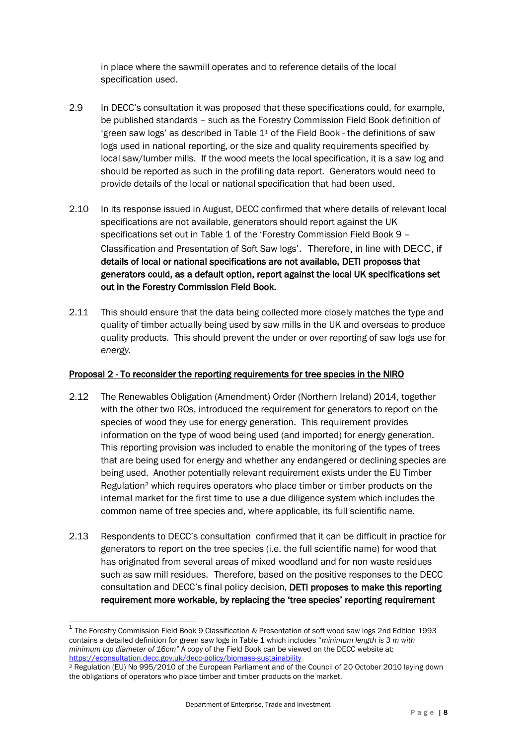in place where the sawmill operates and to reference details of the local specification used.

2.9 In DECC's consultation it was proposed that these specifications could, for example, be published standards – such as the Forestry Commission Field Book definition of 'green saw logs' as described in Table 1[1] of the Field Book - the definitions of saw logs used in national reporting, or the size and quality requirements specified by local saw/lumber mills. If the wood meets the local specification, it is a saw log and should be reported as such in the profiling data report. Generators would need to provide details of the local or national specification that had been used**.**

2.10 In its response issued in August, DECC confirmed that where details of relevant local specifications are not available, generators should report against the UK specifications set out in Table 1 of the 'Forestry Commission Field Book 9 – Classification and Presentation of Soft Saw logs'. Therefore, in line with DECC, **if details of local or national specifications are not available, DETI proposes that generators could, as a default option, report against the local UK specifications set out in the Forestry Commission Field Book.**

2.11 This should ensure that the data being collected more closely matches the type and quality of timber actually being used by saw mills in the UK and overseas to produce quality products. This should prevent the under or over reporting of saw logs use for *energy.*

<u>Proposal 2 - To reconsider the reporting requirements for tree species in the NIRO</u>

2.12 The Renewables Obligation (Amendment) Order (Northern Ireland) 2014, together with the other two ROs, introduced the requirement for generators to report on the species of wood they use for energy generation. This requirement provides information on the type of wood being used (and imported) for energy generation. This reporting provision was included to enable the monitoring of the types of trees that are being used for energy and whether any endangered or declining species are being used. Another potentially relevant requirement exists under the EU Timber Regulation[2] which requires operators who place timber or timber products on the internal market for the first time to use a due diligence system which includes the common name of tree species and, where applicable, its full scientific name.

2.13 Respondents to DECC's consultation confirmed that it can be difficult in practice for generators to report on the tree species (i.e. the full scientific name) for wood that has originated from several areas of mixed woodland and for non waste residues such as saw mill residues. Therefore, based on the positive responses to the DECC consultation and DECC's final policy decision, **DETI proposes to make this reporting requirement more workable, by replacing the 'tree species' reporting requirement**

---

[1] The Forestry Commission Field Book 9 Classification & Presentation of soft wood saw logs 2nd Edition 1993 contains a detailed definition for green saw logs in Table 1 which includes "*minimum length is 3 m with minimum top diameter of 16cm*" A copy of the Field Book can be viewed on the DECC website at: https://econsultation.decc.gov.uk/decc-policy/biomass-sustainability

[2] Regulation (EU) No 995/2010 of the European Parliament and of the Council of 20 October 2010 laying down the obligations of operators who place timber and timber products on the market.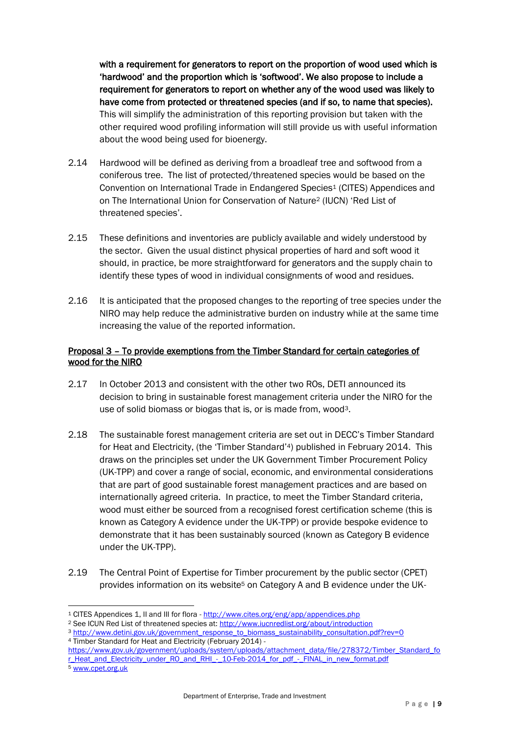**with a requirement for generators to report on the proportion of wood used which is 'hardwood' and the proportion which is 'softwood'. We also propose to include a requirement for generators to report on whether any of the wood used was likely to have come from protected or threatened species (and if so, to name that species).** This will simplify the administration of this reporting provision but taken with the other required wood profiling information will still provide us with useful information about the wood being used for bioenergy.

2.14 Hardwood will be defined as deriving from a broadleaf tree and softwood from a coniferous tree. The list of protected/threatened species would be based on the Convention on International Trade in Endangered Species[1] (CITES) Appendices and on The International Union for Conservation of Nature[2] (IUCN) 'Red List of threatened species'.

2.15 These definitions and inventories are publicly available and widely understood by the sector. Given the usual distinct physical properties of hard and soft wood it should, in practice, be more straightforward for generators and the supply chain to identify these types of wood in individual consignments of wood and residues.

2.16 It is anticipated that the proposed changes to the reporting of tree species under the NIRO may help reduce the administrative burden on industry while at the same time increasing the value of the reported information.

### Proposal 3 – To provide exemptions from the Timber Standard for certain categories of wood for the NIRO

2.17 In October 2013 and consistent with the other two ROs, DETI announced its decision to bring in sustainable forest management criteria under the NIRO for the use of solid biomass or biogas that is, or is made from, wood[3].

2.18 The sustainable forest management criteria are set out in DECC's Timber Standard for Heat and Electricity, (the 'Timber Standard'[4]) published in February 2014. This draws on the principles set under the UK Government Timber Procurement Policy (UK-TPP) and cover a range of social, economic, and environmental considerations that are part of good sustainable forest management practices and are based on internationally agreed criteria. In practice, to meet the Timber Standard criteria, wood must either be sourced from a recognised forest certification scheme (this is known as Category A evidence under the UK-TPP) or provide bespoke evidence to demonstrate that it has been sustainably sourced (known as Category B evidence under the UK-TPP).

2.19 The Central Point of Expertise for Timber procurement by the public sector (CPET) provides information on its website[5] on Category A and B evidence under the UK-

---

[1] CITES Appendices 1, II and III for flora - http://www.cites.org/eng/app/appendices.php

[2] See ICUN Red List of threatened species at: http://www.iucnredlist.org/about/introduction

[3] http://www.detini.gov.uk/government_response_to_biomass_sustainability_consultation.pdf?rev=0

[4] Timber Standard for Heat and Electricity (February 2014) - https://www.gov.uk/government/uploads/system/uploads/attachment_data/file/278372/Timber_Standard_for_Heat_and_Electricity_under_RO_and_RHI_-_10-Feb-2014_for_pdf_-_FINAL_in_new_format.pdf

[5] www.cpet.org.uk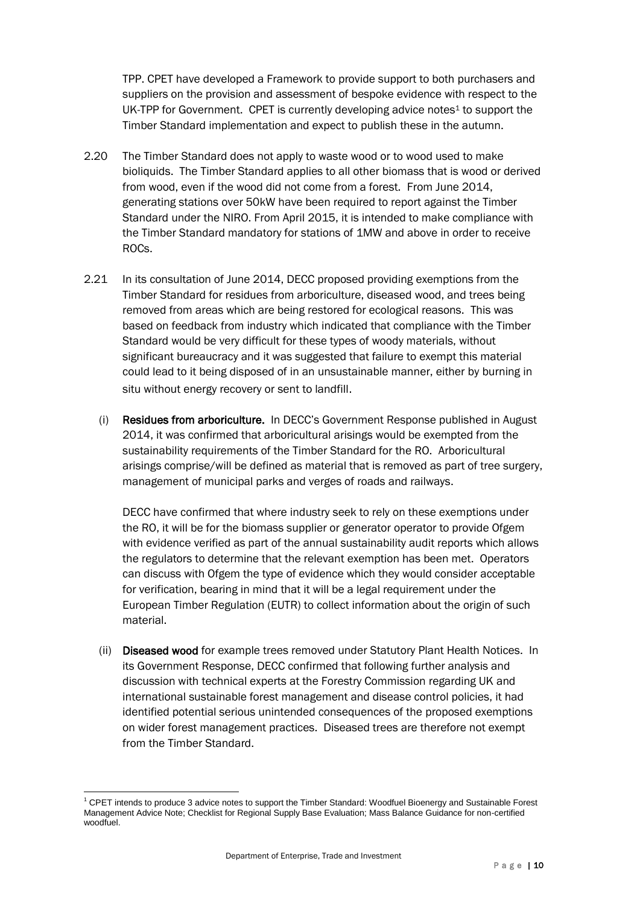TPP. CPET have developed a Framework to provide support to both purchasers and suppliers on the provision and assessment of bespoke evidence with respect to the UK-TPP for Government. CPET is currently developing advice notes[1] to support the Timber Standard implementation and expect to publish these in the autumn.

2.20 The Timber Standard does not apply to waste wood or to wood used to make bioliquids. The Timber Standard applies to all other biomass that is wood or derived from wood, even if the wood did not come from a forest. From June 2014, generating stations over 50kW have been required to report against the Timber Standard under the NIRO. From April 2015, it is intended to make compliance with the Timber Standard mandatory for stations of 1MW and above in order to receive ROCs.

2.21 In its consultation of June 2014, DECC proposed providing exemptions from the Timber Standard for residues from arboriculture, diseased wood, and trees being removed from areas which are being restored for ecological reasons. This was based on feedback from industry which indicated that compliance with the Timber Standard would be very difficult for these types of woody materials, without significant bureaucracy and it was suggested that failure to exempt this material could lead to it being disposed of in an unsustainable manner, either by burning in situ without energy recovery or sent to landfill.

(i) **Residues from arboriculture.** In DECC's Government Response published in August 2014, it was confirmed that arboricultural arisings would be exempted from the sustainability requirements of the Timber Standard for the RO. Arboricultural arisings comprise/will be defined as material that is removed as part of tree surgery, management of municipal parks and verges of roads and railways.

DECC have confirmed that where industry seek to rely on these exemptions under the RO, it will be for the biomass supplier or generator operator to provide Ofgem with evidence verified as part of the annual sustainability audit reports which allows the regulators to determine that the relevant exemption has been met. Operators can discuss with Ofgem the type of evidence which they would consider acceptable for verification, bearing in mind that it will be a legal requirement under the European Timber Regulation (EUTR) to collect information about the origin of such material.

(ii) **Diseased wood** for example trees removed under Statutory Plant Health Notices. In its Government Response, DECC confirmed that following further analysis and discussion with technical experts at the Forestry Commission regarding UK and international sustainable forest management and disease control policies, it had identified potential serious unintended consequences of the proposed exemptions on wider forest management practices. Diseased trees are therefore not exempt from the Timber Standard.

[1] CPET intends to produce 3 advice notes to support the Timber Standard: Woodfuel Bioenergy and Sustainable Forest Management Advice Note; Checklist for Regional Supply Base Evaluation; Mass Balance Guidance for non-certified woodfuel.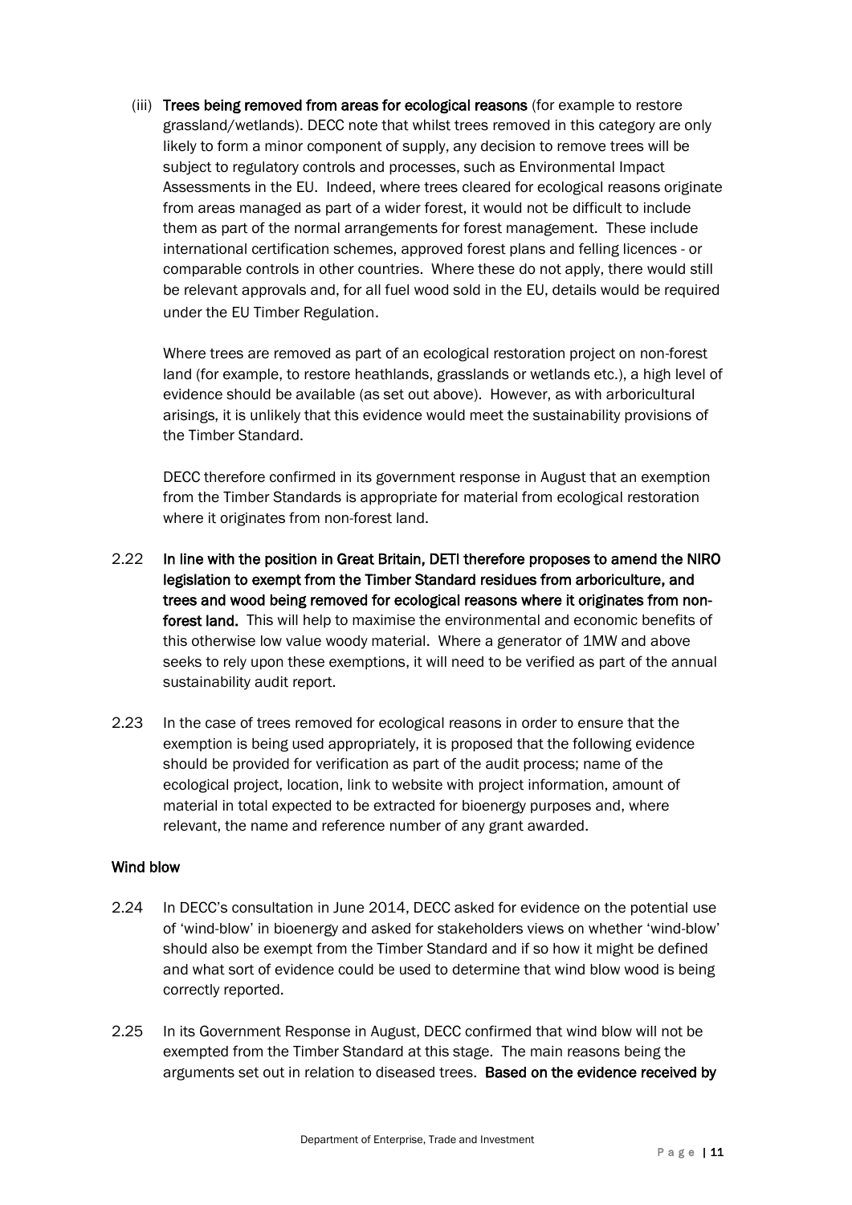(iii) **Trees being removed from areas for ecological reasons** (for example to restore grassland/wetlands). DECC note that whilst trees removed in this category are only likely to form a minor component of supply, any decision to remove trees will be subject to regulatory controls and processes, such as Environmental Impact Assessments in the EU. Indeed, where trees cleared for ecological reasons originate from areas managed as part of a wider forest, it would not be difficult to include them as part of the normal arrangements for forest management. These include international certification schemes, approved forest plans and felling licences - or comparable controls in other countries. Where these do not apply, there would still be relevant approvals and, for all fuel wood sold in the EU, details would be required under the EU Timber Regulation.

Where trees are removed as part of an ecological restoration project on non-forest land (for example, to restore heathlands, grasslands or wetlands etc.), a high level of evidence should be available (as set out above). However, as with arboricultural arisings, it is unlikely that this evidence would meet the sustainability provisions of the Timber Standard.

DECC therefore confirmed in its government response in August that an exemption from the Timber Standards is appropriate for material from ecological restoration where it originates from non-forest land.

2.22 **In line with the position in Great Britain, DETI therefore proposes to amend the NIRO legislation to exempt from the Timber Standard residues from arboriculture, and trees and wood being removed for ecological reasons where it originates from non-forest land.** This will help to maximise the environmental and economic benefits of this otherwise low value woody material. Where a generator of 1MW and above seeks to rely upon these exemptions, it will need to be verified as part of the annual sustainability audit report.

2.23 In the case of trees removed for ecological reasons in order to ensure that the exemption is being used appropriately, it is proposed that the following evidence should be provided for verification as part of the audit process; name of the ecological project, location, link to website with project information, amount of material in total expected to be extracted for bioenergy purposes and, where relevant, the name and reference number of any grant awarded.

### Wind blow

2.24 In DECC's consultation in June 2014, DECC asked for evidence on the potential use of 'wind-blow' in bioenergy and asked for stakeholders views on whether 'wind-blow' should also be exempt from the Timber Standard and if so how it might be defined and what sort of evidence could be used to determine that wind blow wood is being correctly reported.

2.25 In its Government Response in August, DECC confirmed that wind blow will not be exempted from the Timber Standard at this stage. The main reasons being the arguments set out in relation to diseased trees. **Based on the evidence received by**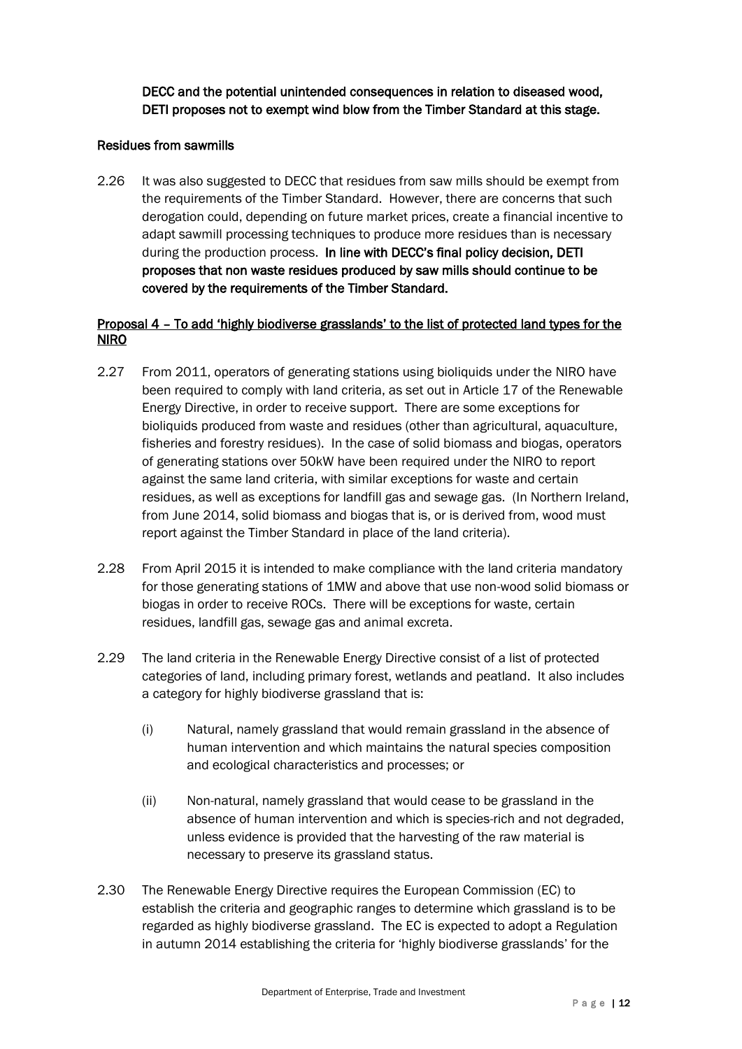**DECC and the potential unintended consequences in relation to diseased wood, DETI proposes not to exempt wind blow from the Timber Standard at this stage.**

**Residues from sawmills**

2.26 It was also suggested to DECC that residues from saw mills should be exempt from the requirements of the Timber Standard. However, there are concerns that such derogation could, depending on future market prices, create a financial incentive to adapt sawmill processing techniques to produce more residues than is necessary during the production process. **In line with DECC's final policy decision, DETI proposes that non waste residues produced by saw mills should continue to be covered by the requirements of the Timber Standard.**

**Proposal 4 – To add 'highly biodiverse grasslands' to the list of protected land types for the NIRO**

2.27 From 2011, operators of generating stations using bioliquids under the NIRO have been required to comply with land criteria, as set out in Article 17 of the Renewable Energy Directive, in order to receive support. There are some exceptions for bioliquids produced from waste and residues (other than agricultural, aquaculture, fisheries and forestry residues). In the case of solid biomass and biogas, operators of generating stations over 50kW have been required under the NIRO to report against the same land criteria, with similar exceptions for waste and certain residues, as well as exceptions for landfill gas and sewage gas. (In Northern Ireland, from June 2014, solid biomass and biogas that is, or is derived from, wood must report against the Timber Standard in place of the land criteria).

2.28 From April 2015 it is intended to make compliance with the land criteria mandatory for those generating stations of 1MW and above that use non-wood solid biomass or biogas in order to receive ROCs. There will be exceptions for waste, certain residues, landfill gas, sewage gas and animal excreta.

2.29 The land criteria in the Renewable Energy Directive consist of a list of protected categories of land, including primary forest, wetlands and peatland. It also includes a category for highly biodiverse grassland that is:

(i) Natural, namely grassland that would remain grassland in the absence of human intervention and which maintains the natural species composition and ecological characteristics and processes; or

(ii) Non-natural, namely grassland that would cease to be grassland in the absence of human intervention and which is species-rich and not degraded, unless evidence is provided that the harvesting of the raw material is necessary to preserve its grassland status.

2.30 The Renewable Energy Directive requires the European Commission (EC) to establish the criteria and geographic ranges to determine which grassland is to be regarded as highly biodiverse grassland. The EC is expected to adopt a Regulation in autumn 2014 establishing the criteria for 'highly biodiverse grasslands' for the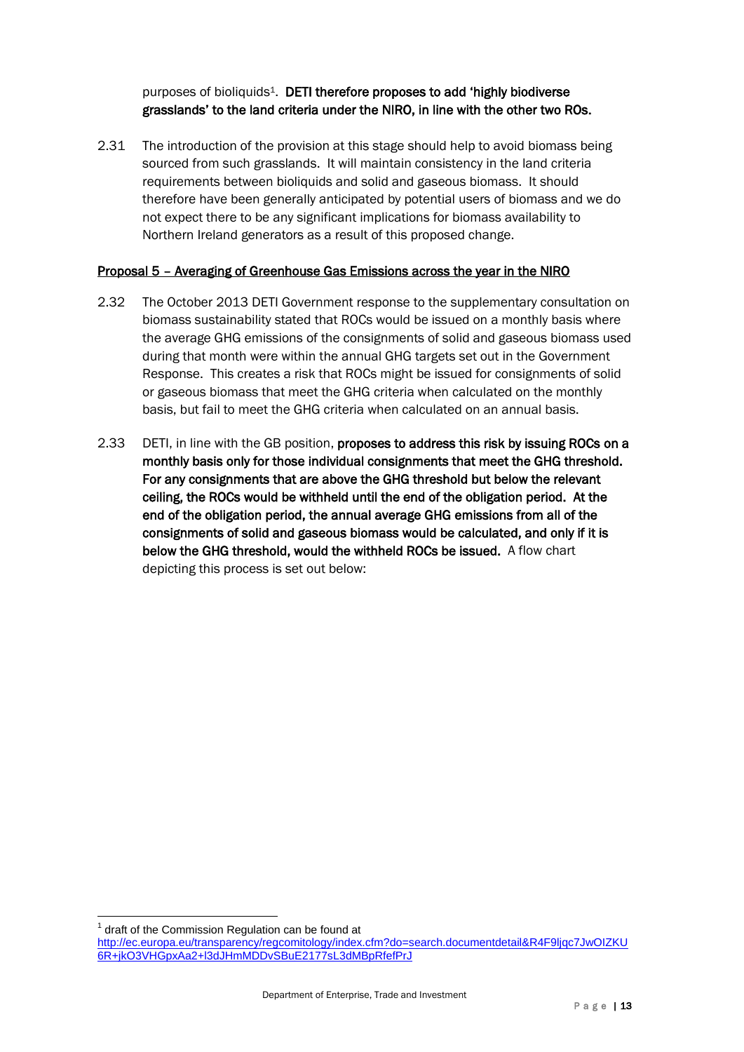purposes of bioliquids[1]. **DETI therefore proposes to add 'highly biodiverse grasslands' to the land criteria under the NIRO, in line with the other two ROs.**

2.31 The introduction of the provision at this stage should help to avoid biomass being sourced from such grasslands. It will maintain consistency in the land criteria requirements between bioliquids and solid and gaseous biomass. It should therefore have been generally anticipated by potential users of biomass and we do not expect there to be any significant implications for biomass availability to Northern Ireland generators as a result of this proposed change.

**Proposal 5 – Averaging of Greenhouse Gas Emissions across the year in the NIRO**

2.32 The October 2013 DETI Government response to the supplementary consultation on biomass sustainability stated that ROCs would be issued on a monthly basis where the average GHG emissions of the consignments of solid and gaseous biomass used during that month were within the annual GHG targets set out in the Government Response. This creates a risk that ROCs might be issued for consignments of solid or gaseous biomass that meet the GHG criteria when calculated on the monthly basis, but fail to meet the GHG criteria when calculated on an annual basis.

2.33 DETI, in line with the GB position, **proposes to address this risk by issuing ROCs on a monthly basis only for those individual consignments that meet the GHG threshold. For any consignments that are above the GHG threshold but below the relevant ceiling, the ROCs would be withheld until the end of the obligation period. At the end of the obligation period, the annual average GHG emissions from all of the consignments of solid and gaseous biomass would be calculated, and only if it is below the GHG threshold, would the withheld ROCs be issued.** A flow chart depicting this process is set out below:

[1] draft of the Commission Regulation can be found at http://ec.europa.eu/transparency/regcomitology/index.cfm?do=search.documentdetail&R4F9ljqc7JwOIZKU6R+jkO3VHGpxAa2+l3dJHmMDDvSBuE2177sL3dMBpRfefPrJ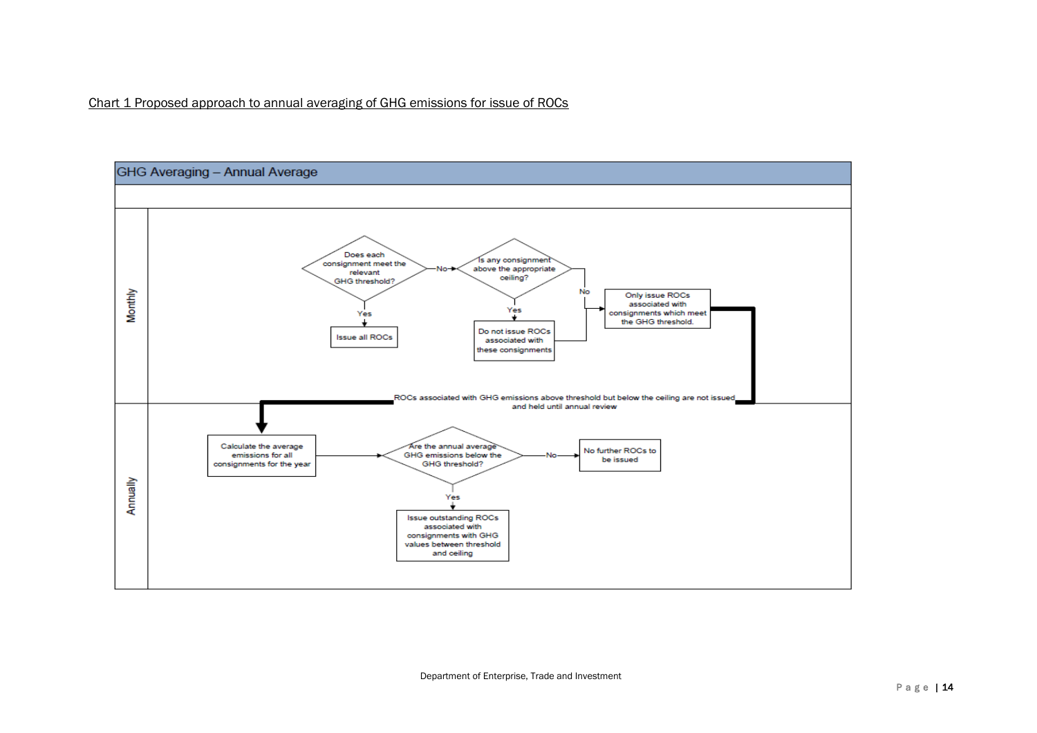Chart 1 Proposed approach to annual averaging of GHG emissions for issue of ROCs

**GHG Averaging – Annual Average**

**Monthly**

- Does each consignment meet the relevant GHG threshold?
  - Yes → Issue all ROCs
  - No → Is any consignment above the appropriate ceiling?
    - Yes → Do not issue ROCs associated with these consignments
    - No → Only issue ROCs associated with consignments which meet the GHG threshold.

ROCs associated with GHG emissions above threshold but below the ceiling are not issued and held until annual review

**Annually**

- Calculate the average emissions for all consignments for the year → Are the annual average GHG emissions below the GHG threshold?
  - No → No further ROCs to be issued
  - Yes → Issue outstanding ROCs associated with consignments with GHG values between threshold and ceiling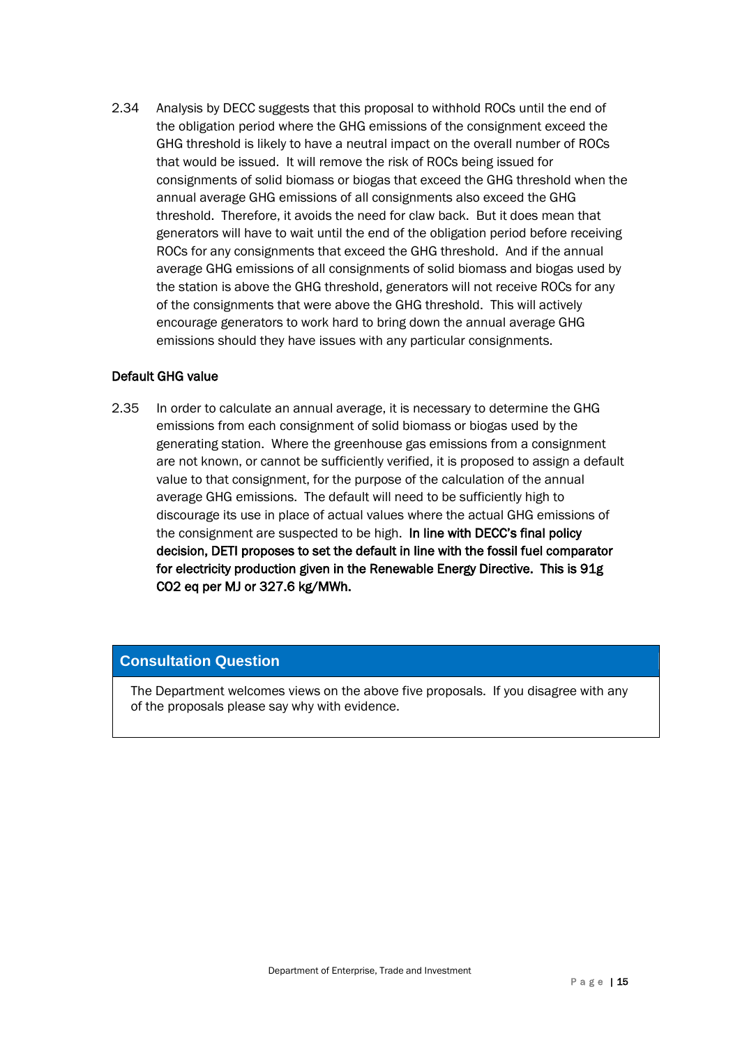2.34 Analysis by DECC suggests that this proposal to withhold ROCs until the end of the obligation period where the GHG emissions of the consignment exceed the GHG threshold is likely to have a neutral impact on the overall number of ROCs that would be issued. It will remove the risk of ROCs being issued for consignments of solid biomass or biogas that exceed the GHG threshold when the annual average GHG emissions of all consignments also exceed the GHG threshold. Therefore, it avoids the need for claw back. But it does mean that generators will have to wait until the end of the obligation period before receiving ROCs for any consignments that exceed the GHG threshold. And if the annual average GHG emissions of all consignments of solid biomass and biogas used by the station is above the GHG threshold, generators will not receive ROCs for any of the consignments that were above the GHG threshold. This will actively encourage generators to work hard to bring down the annual average GHG emissions should they have issues with any particular consignments.

**Default GHG value**

2.35 In order to calculate an annual average, it is necessary to determine the GHG emissions from each consignment of solid biomass or biogas used by the generating station. Where the greenhouse gas emissions from a consignment are not known, or cannot be sufficiently verified, it is proposed to assign a default value to that consignment, for the purpose of the calculation of the annual average GHG emissions. The default will need to be sufficiently high to discourage its use in place of actual values where the actual GHG emissions of the consignment are suspected to be high. **In line with DECC's final policy decision, DETI proposes to set the default in line with the fossil fuel comparator for electricity production given in the Renewable Energy Directive. This is 91g $CO_2$ eq per MJ or 327.6 kg/MWh.**

| Consultation Question |
| --- |
| The Department welcomes views on the above five proposals. If you disagree with any of the proposals please say why with evidence. |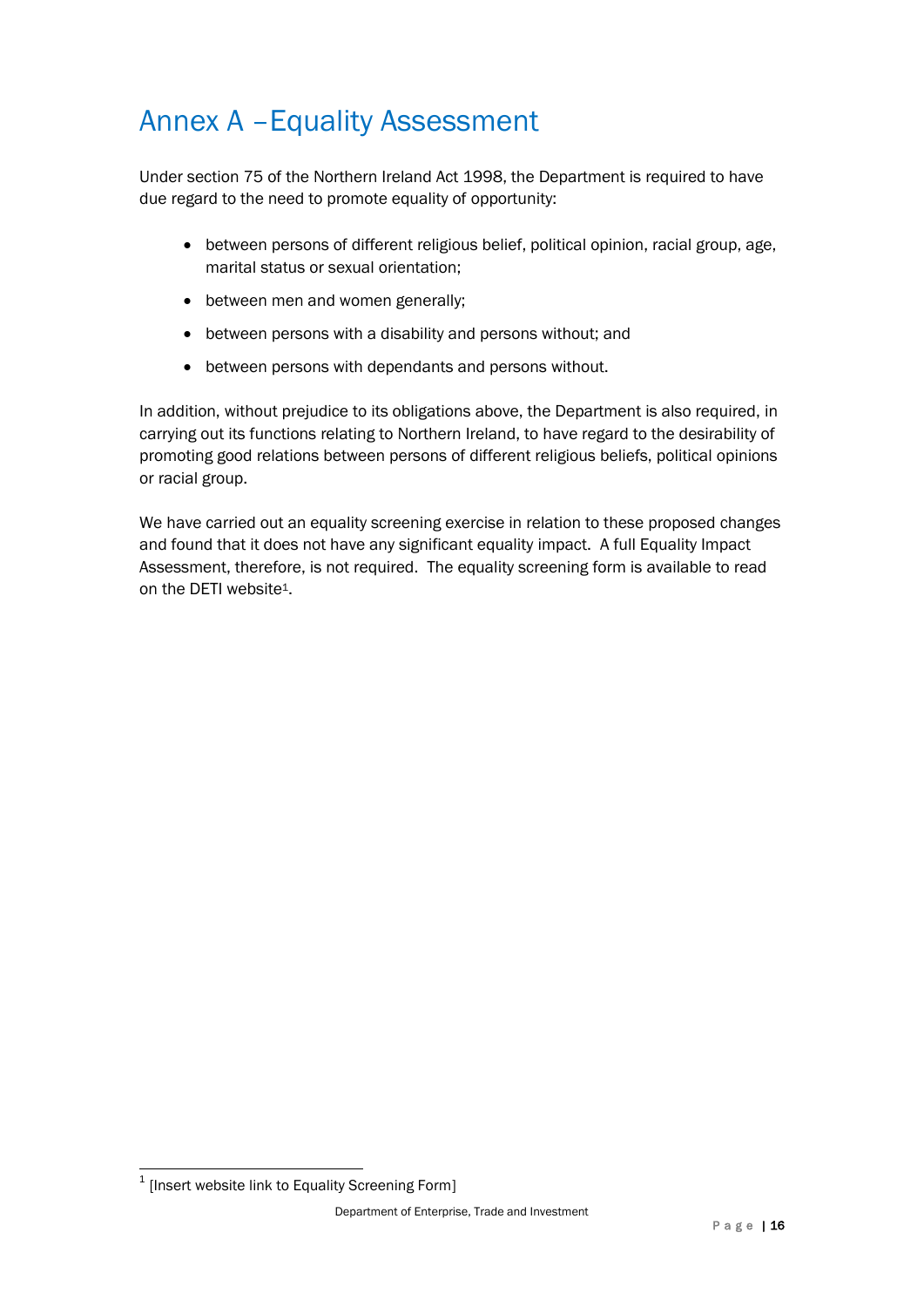# Annex A – Equality Assessment

Under section 75 of the Northern Ireland Act 1998, the Department is required to have due regard to the need to promote equality of opportunity:

- between persons of different religious belief, political opinion, racial group, age, marital status or sexual orientation;
- between men and women generally;
- between persons with a disability and persons without; and
- between persons with dependants and persons without.

In addition, without prejudice to its obligations above, the Department is also required, in carrying out its functions relating to Northern Ireland, to have regard to the desirability of promoting good relations between persons of different religious beliefs, political opinions or racial group.

We have carried out an equality screening exercise in relation to these proposed changes and found that it does not have any significant equality impact. A full Equality Impact Assessment, therefore, is not required. The equality screening form is available to read on the DETI website[1].

[1] [Insert website link to Equality Screening Form]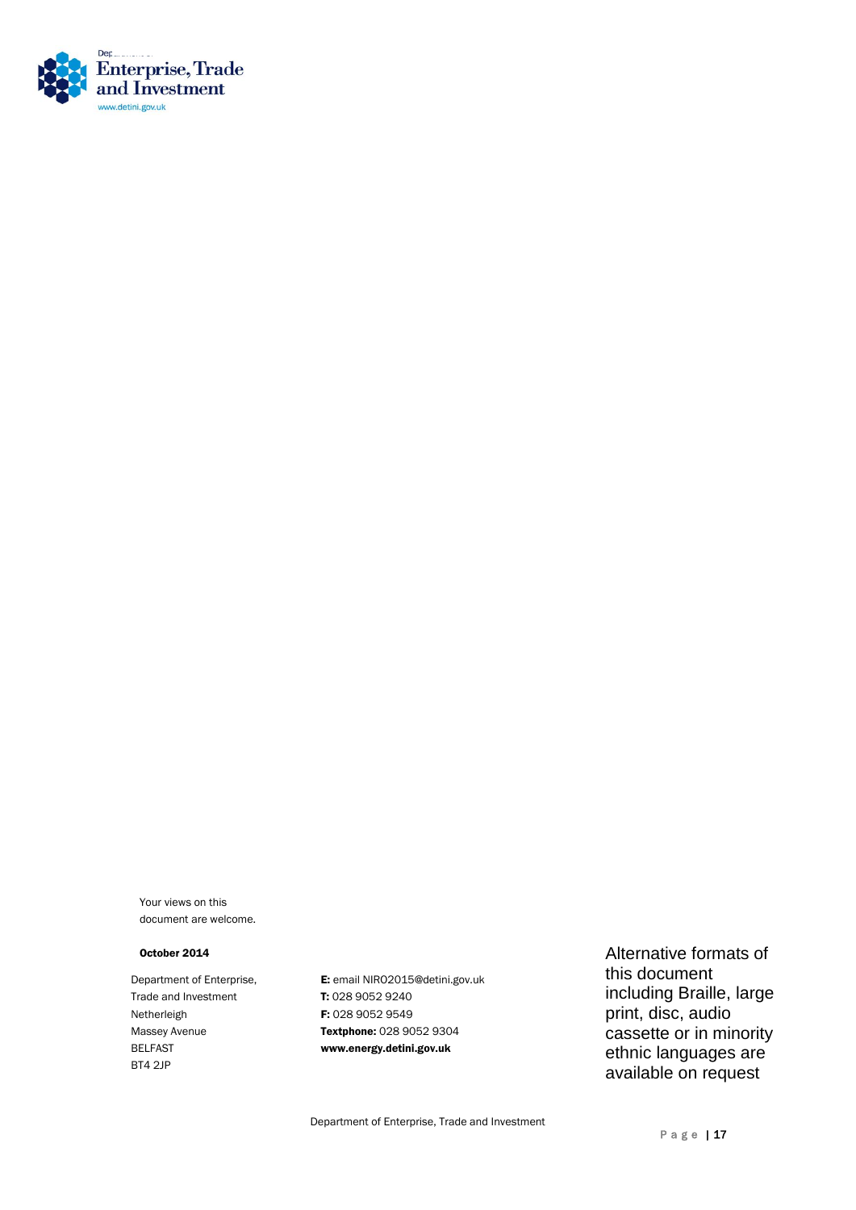Your views on this document are welcome.

**October 2014**

Department of Enterprise, Trade and Investment
Netherleigh
Massey Avenue
BELFAST
BT4 2JP

**E:** email NIRO2015@detini.gov.uk
**T:** 028 9052 9240
**F:** 028 9052 9549
**Textphone:** 028 9052 9304
**www.energy.detini.gov.uk**

Alternative formats of this document including Braille, large print, disc, audio cassette or in minority ethnic languages are available on request